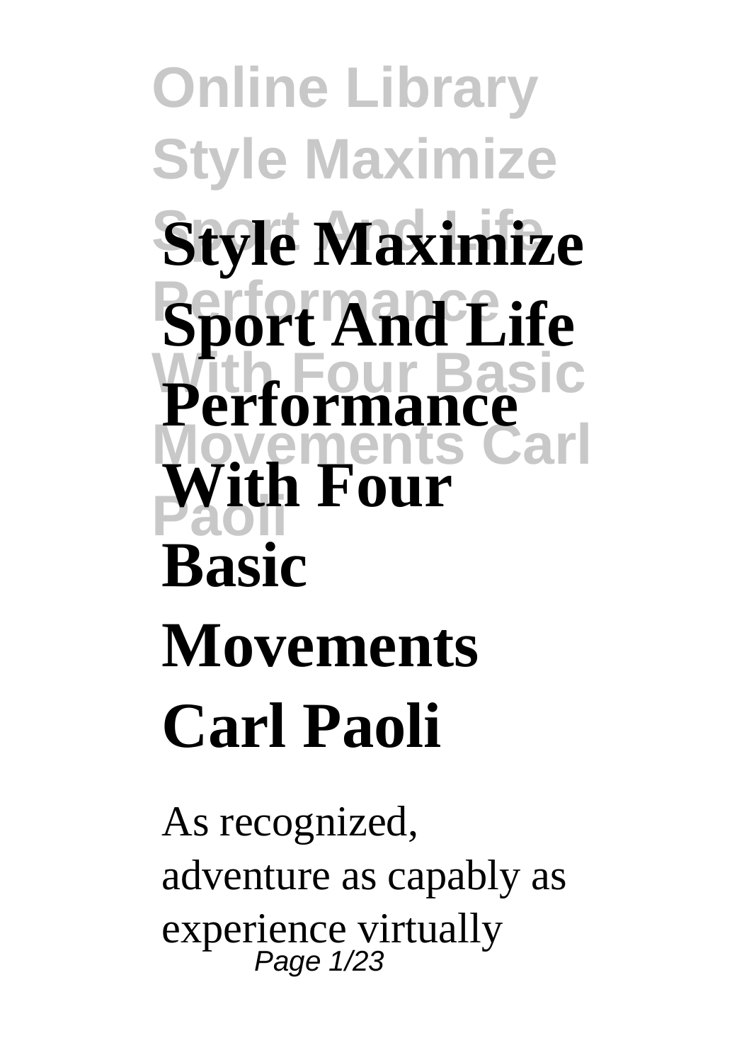# Style Maximize Sport And Life Performance With Four Basic Movements Carl Paoli

As recognized, adventure as capably as experience virtually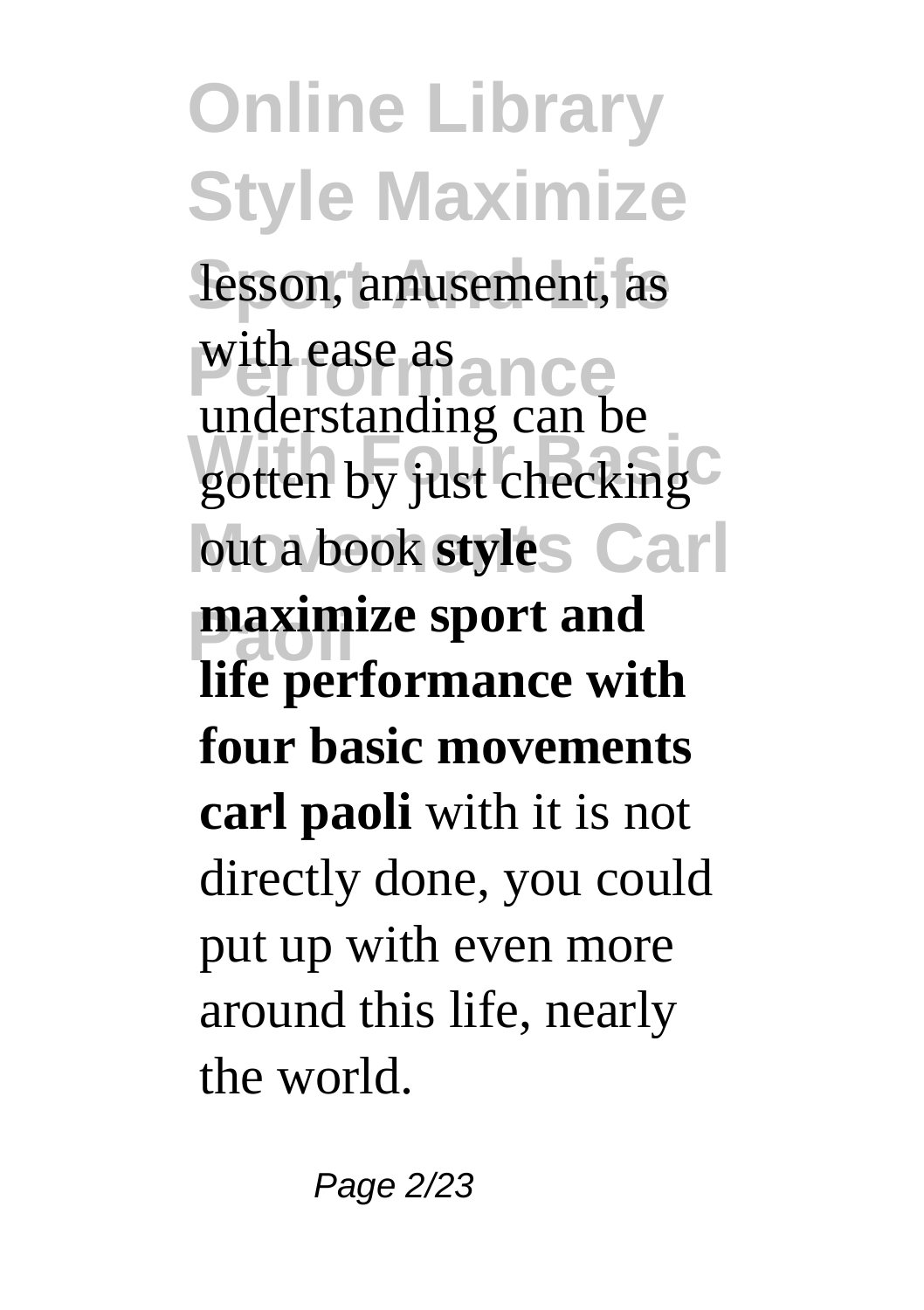lesson, amusement, as with ease as understanding can be gotten by just checking out a book **style maximize sport and life performance with four basic movements carl paoli** with it is not directly done, you could put up with even more around this life, nearly the world.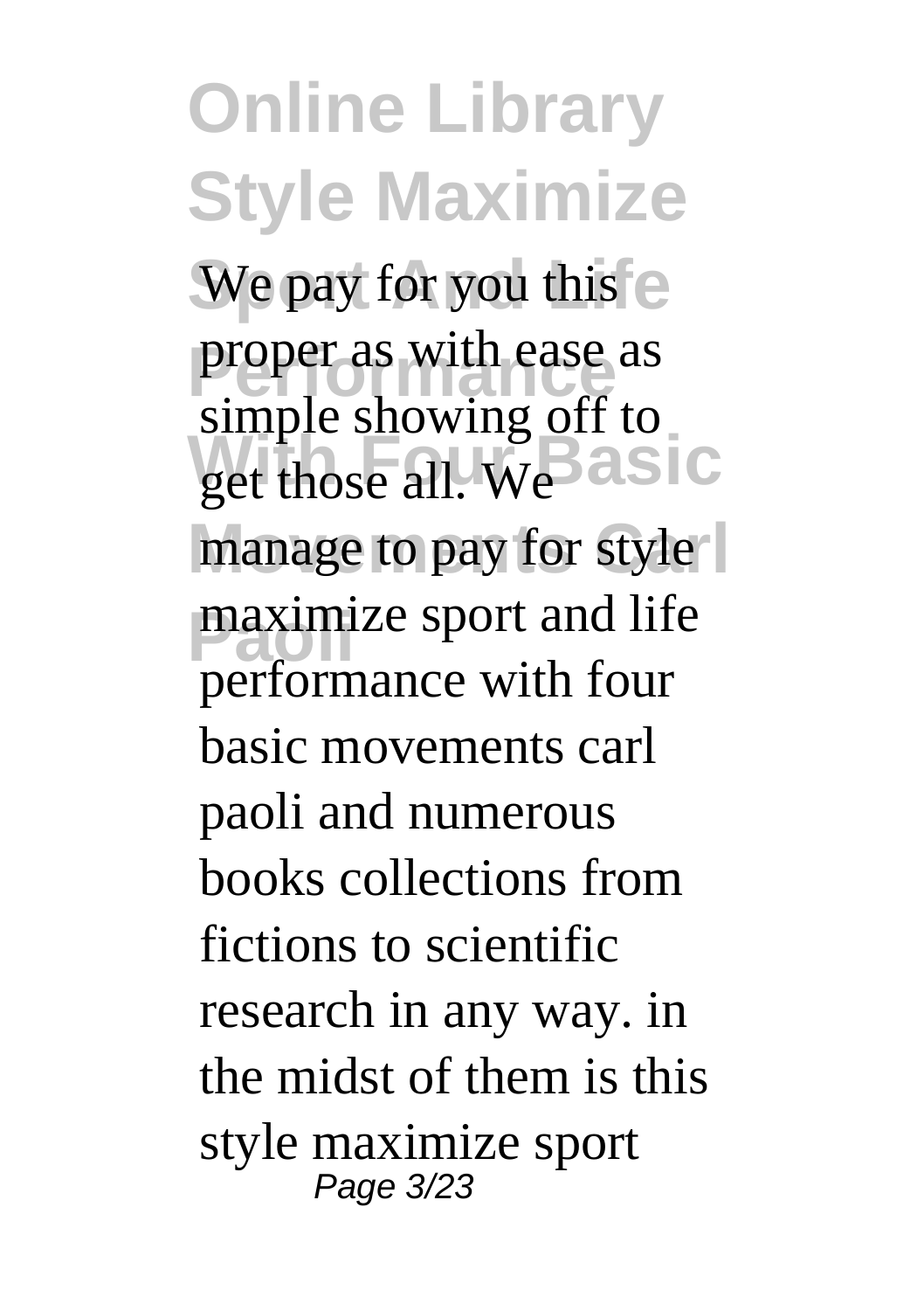We pay for you this proper as with ease as simple showing off to get those all. We manage to pay for style maximize sport and life performance with four basic movements carl paoli and numerous books collections from fictions to scientific research in any way. in the midst of them is this style maximize sport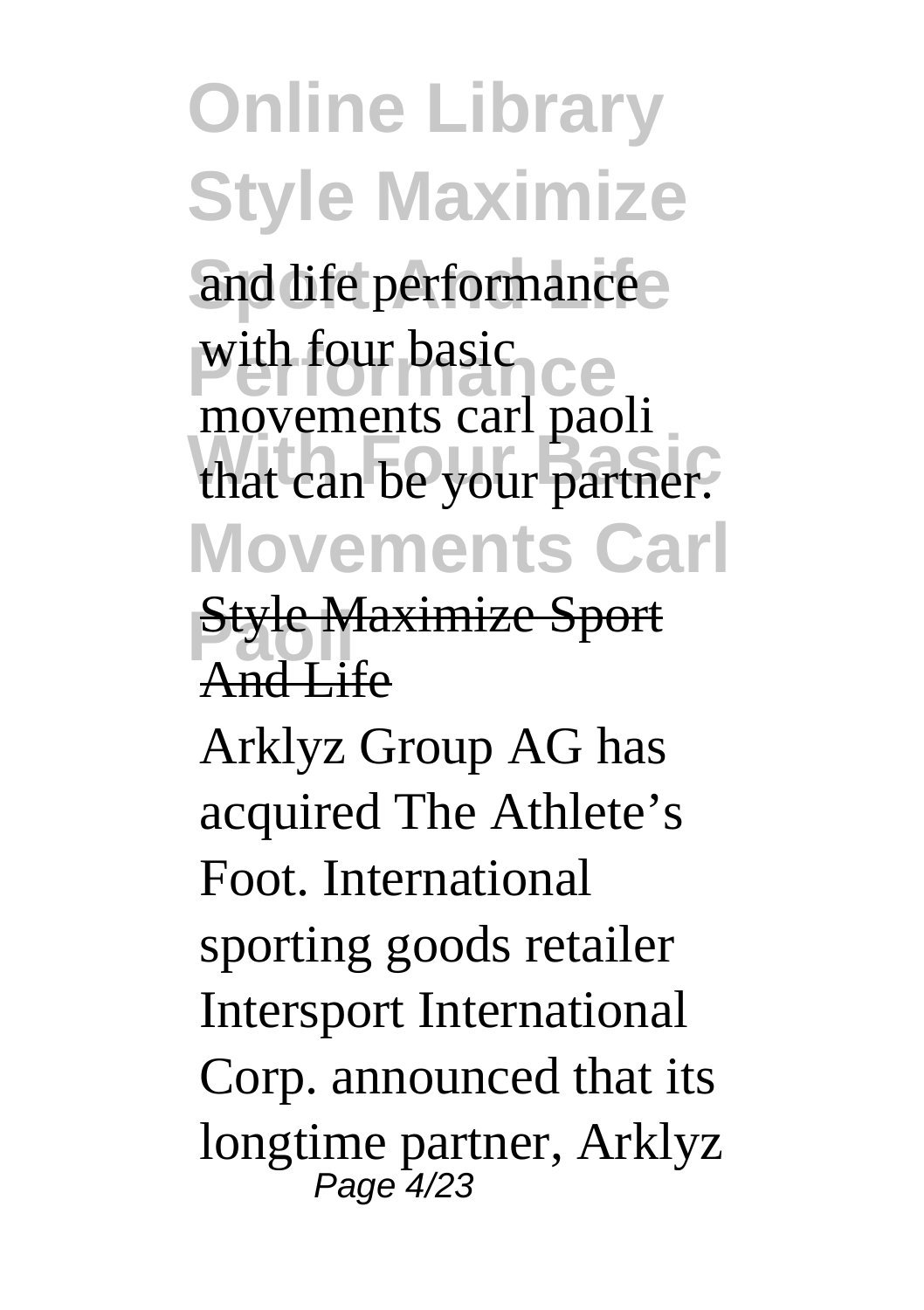and life performance with four basic movements carl paoli that can be your partner.

Style Maximize Sport And Life

Arklyz Group AG has acquired The Athlete's Foot. International sporting goods retailer Intersport International Corp. announced that its longtime partner, Arklyz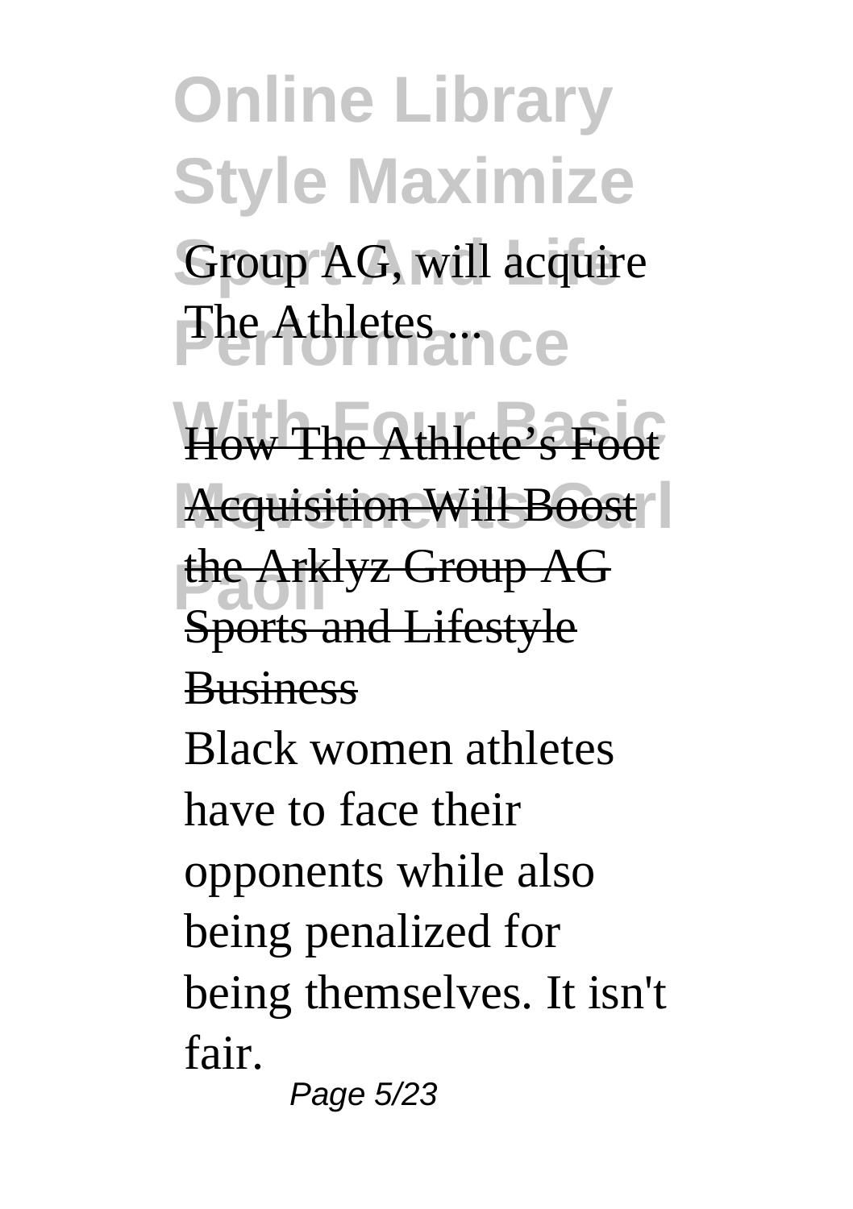Group AG, will acquire The Athletes ...

How The Athlete's Foot Acquisition Will Boost the Arklyz Group AG Sports and Lifestyle Business

Black women athletes have to face their opponents while also being penalized for being themselves. It isn't fair.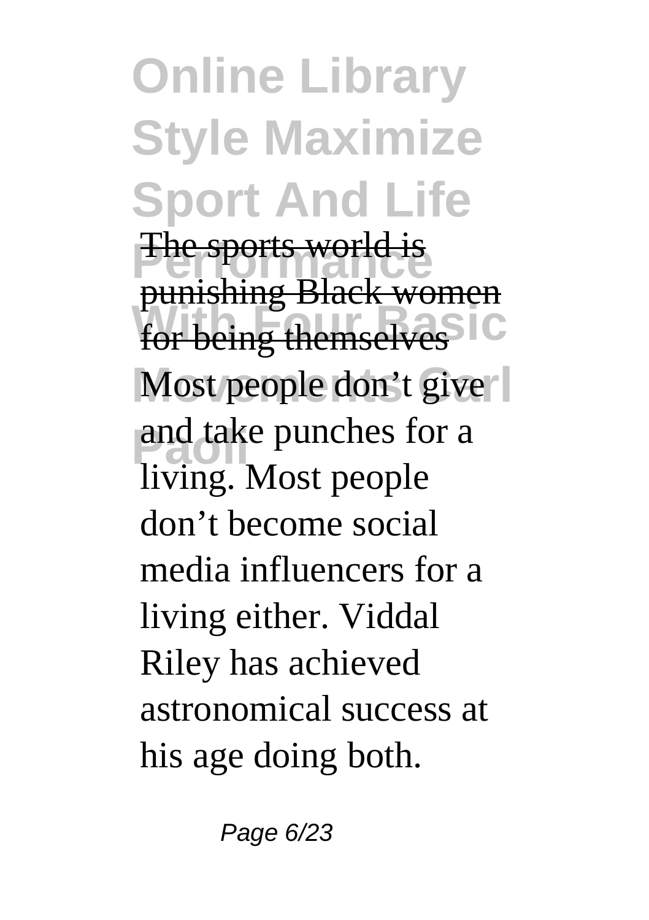The sports world is punishing Black women for being themselves

Most people don't give and take punches for a living. Most people don't become social media influencers for a living either. Viddal Riley has achieved astronomical success at his age doing both.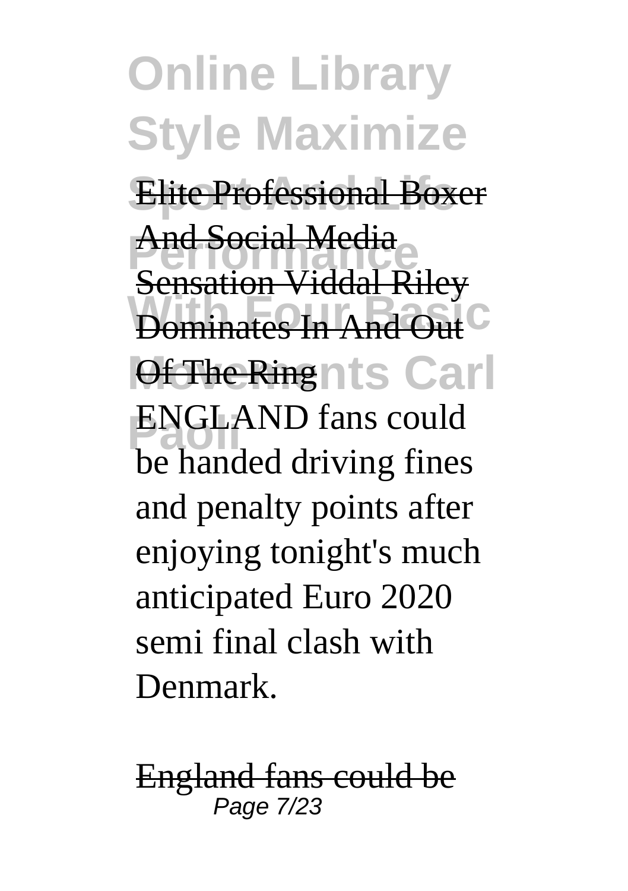Elite Professional Boxer And Social Media Sensation Viddal Riley Dominates In And Out Of The Ring

ENGLAND fans could be handed driving fines and penalty points after enjoying tonight's much anticipated Euro 2020 semi final clash with Denmark.

England fans could be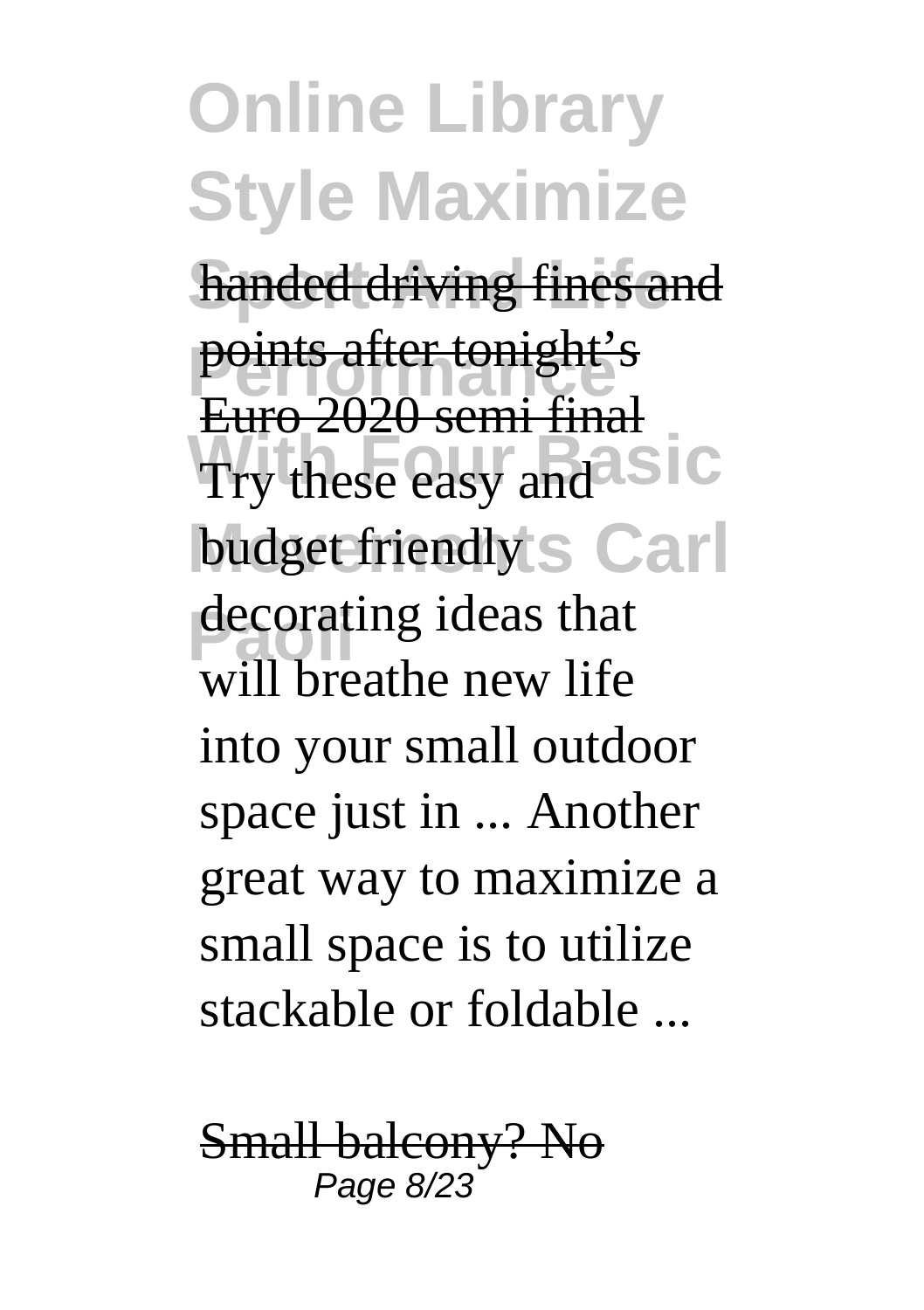handed driving fines and points after tonight's Euro 2020 semi final

Try these easy and budget friendly decorating ideas that will breathe new life into your small outdoor space just in ... Another great way to maximize a small space is to utilize stackable or foldable ...

Small balcony? No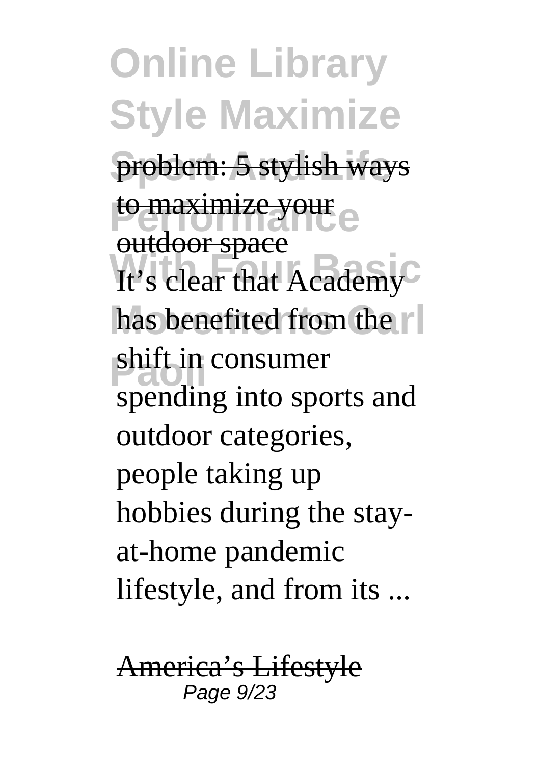problem: 5 stylish ways to maximize your outdoor space

It's clear that Academy has benefited from the shift in consumer spending into sports and outdoor categories, people taking up hobbies during the stay-at-home pandemic lifestyle, and from its ...

America's Lifestyle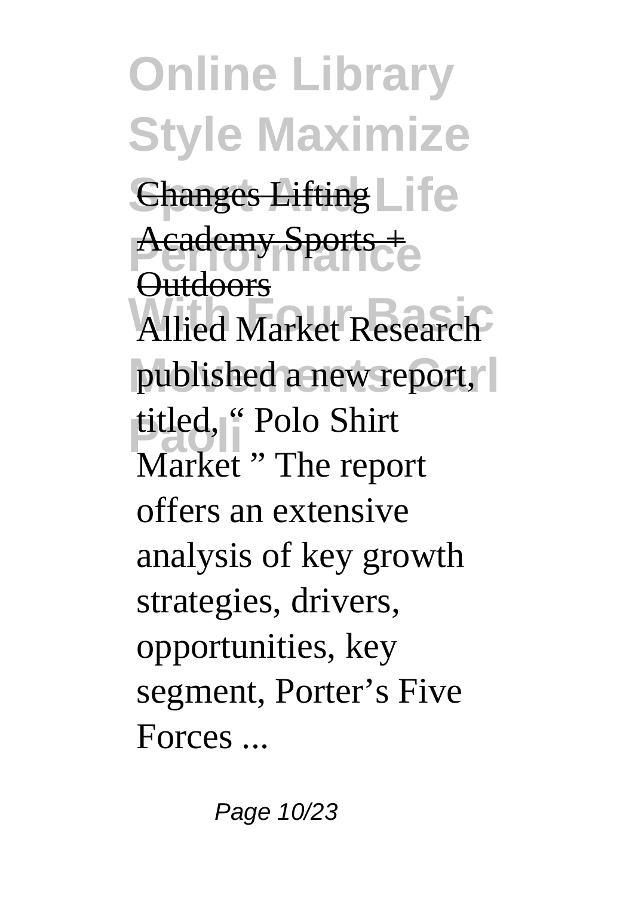Changes Lifting

Academy Sports + Outdoors

Allied Market Research published a new report, titled, " Polo Shirt Market " The report offers an extensive analysis of key growth strategies, drivers, opportunities, key segment, Porter's Five Forces ...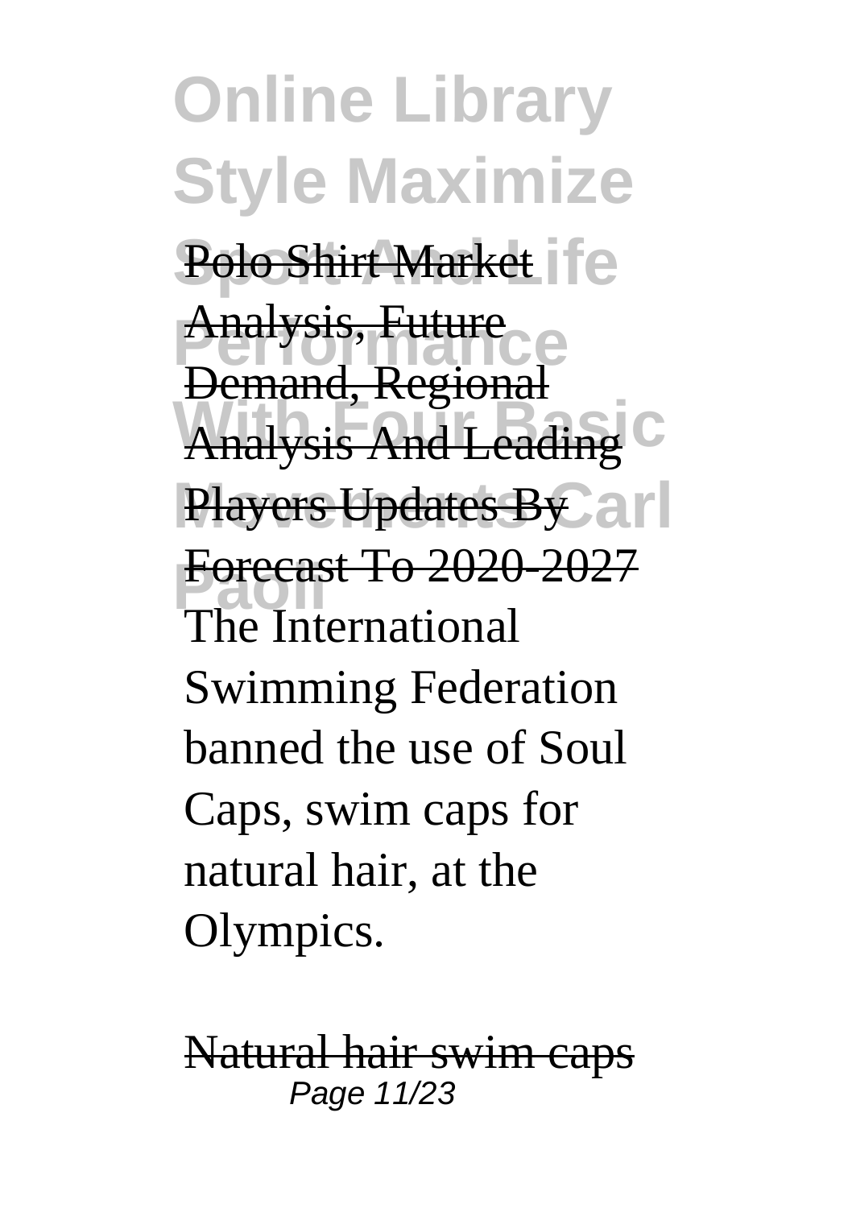Polo Shirt Market Analysis, Future Demand, Regional Analysis And Leading Players Updates By Forecast To 2020-2027

The International Swimming Federation banned the use of Soul Caps, swim caps for natural hair, at the Olympics.

Natural hair swim caps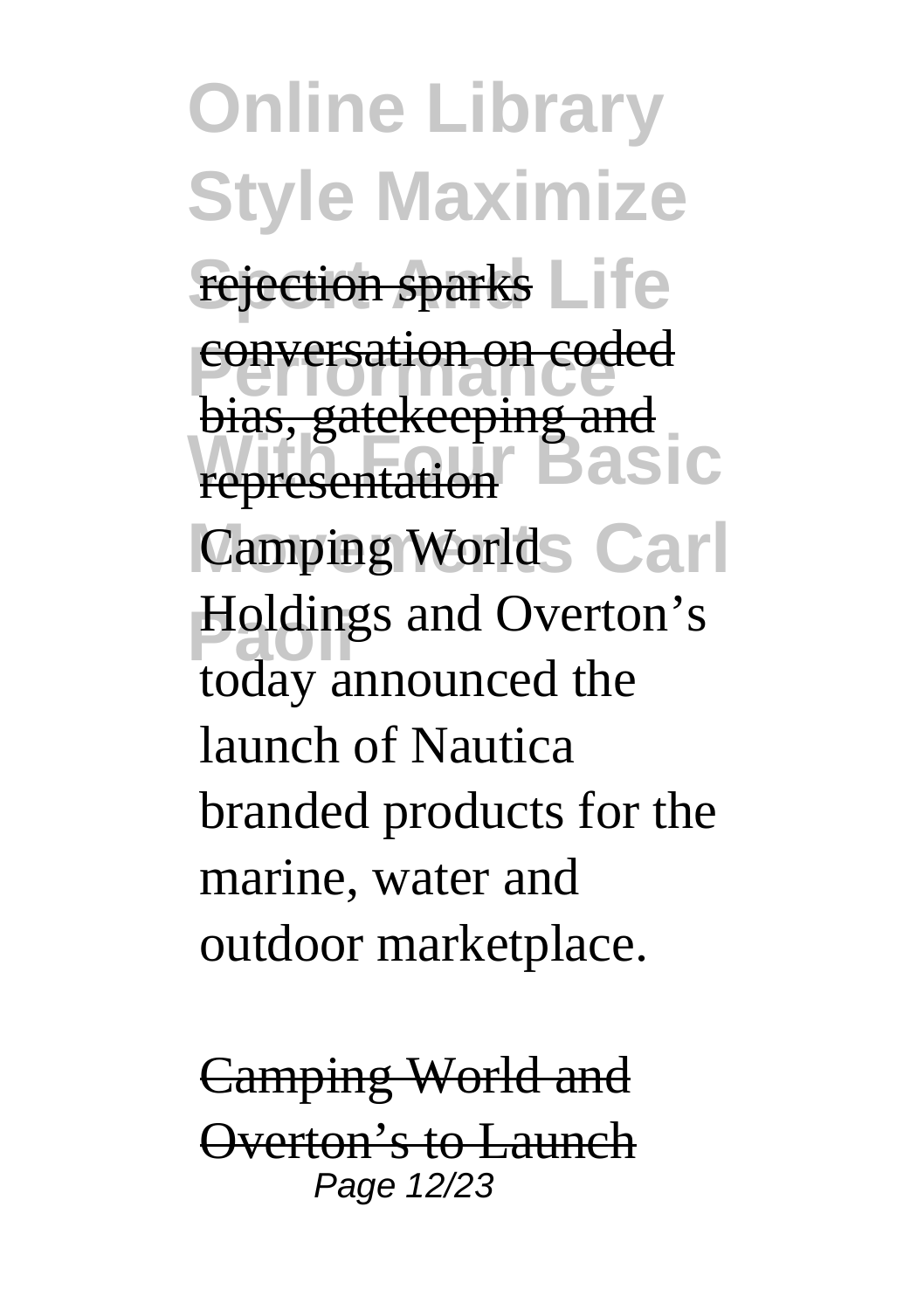rejection sparks conversation on coded bias, gatekeeping and representation

Camping World Holdings and Overton's today announced the launch of Nautica branded products for the marine, water and outdoor marketplace.

Camping World and Overton's to Launch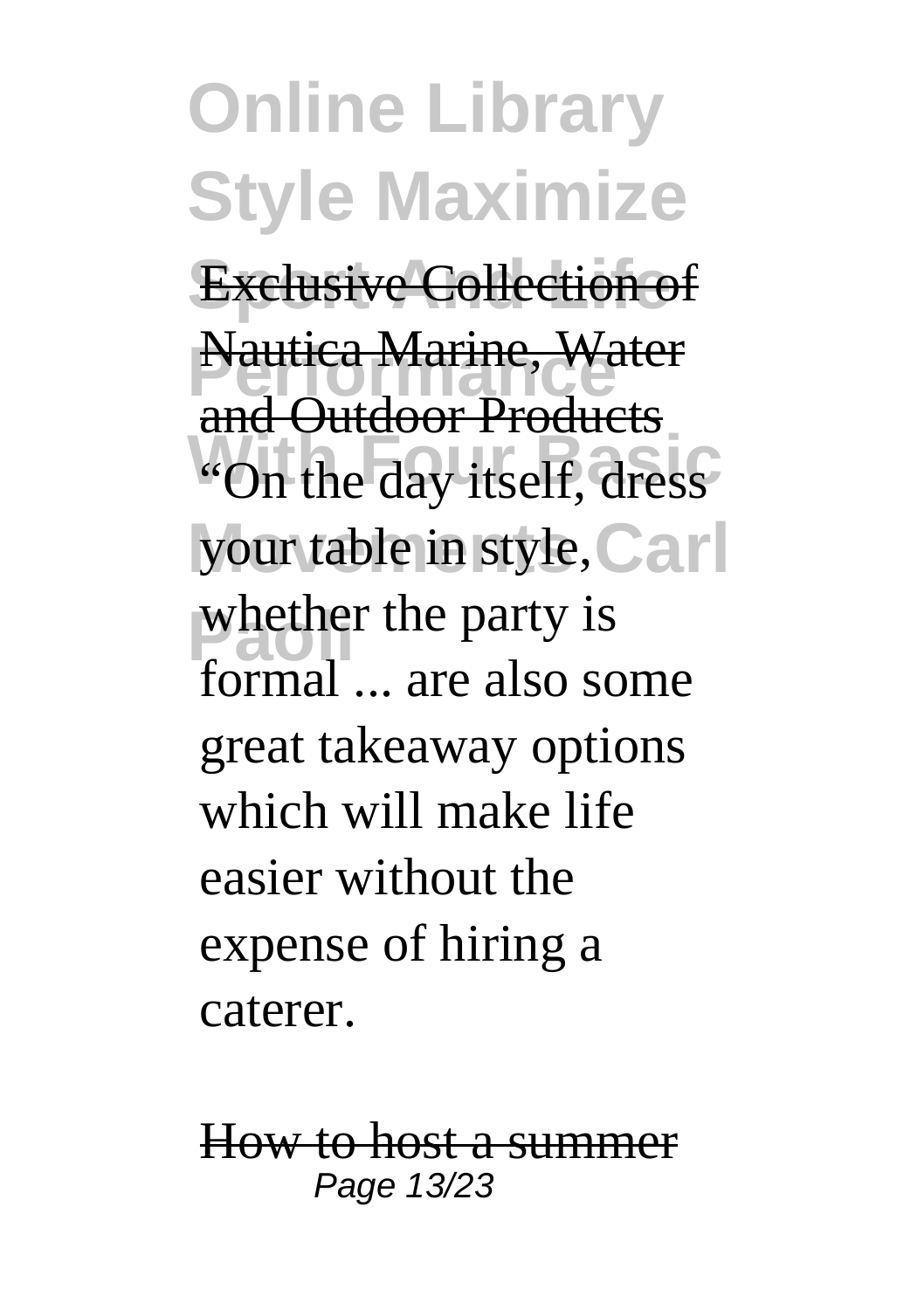Exclusive Collection of Nautica Marine, Water and Outdoor Products

"On the day itself, dress your table in style, whether the party is formal ... are also some great takeaway options which will make life easier without the expense of hiring a caterer.

How to host a summer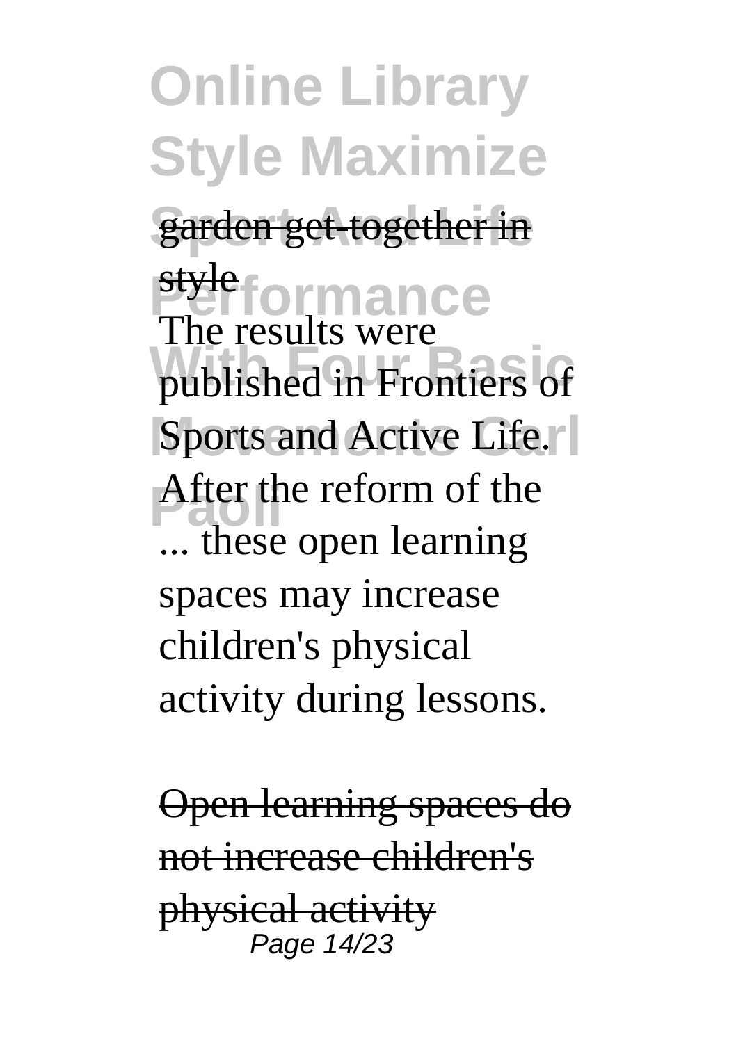garden get-together in style

The results were published in Frontiers of Sports and Active Life. After the reform of the ... these open learning spaces may increase children's physical activity during lessons.

Open learning spaces do not increase children's physical activity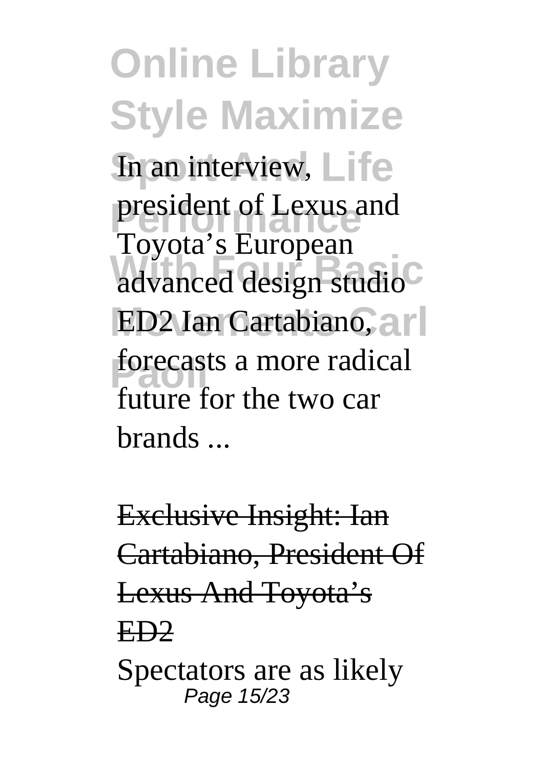In an interview, president of Lexus and Toyota's European advanced design studio ED2 Ian Cartabiano, forecasts a more radical future for the two car brands ...

Exclusive Insight: Ian Cartabiano, President Of Lexus And Toyota's ED2

Spectators are as likely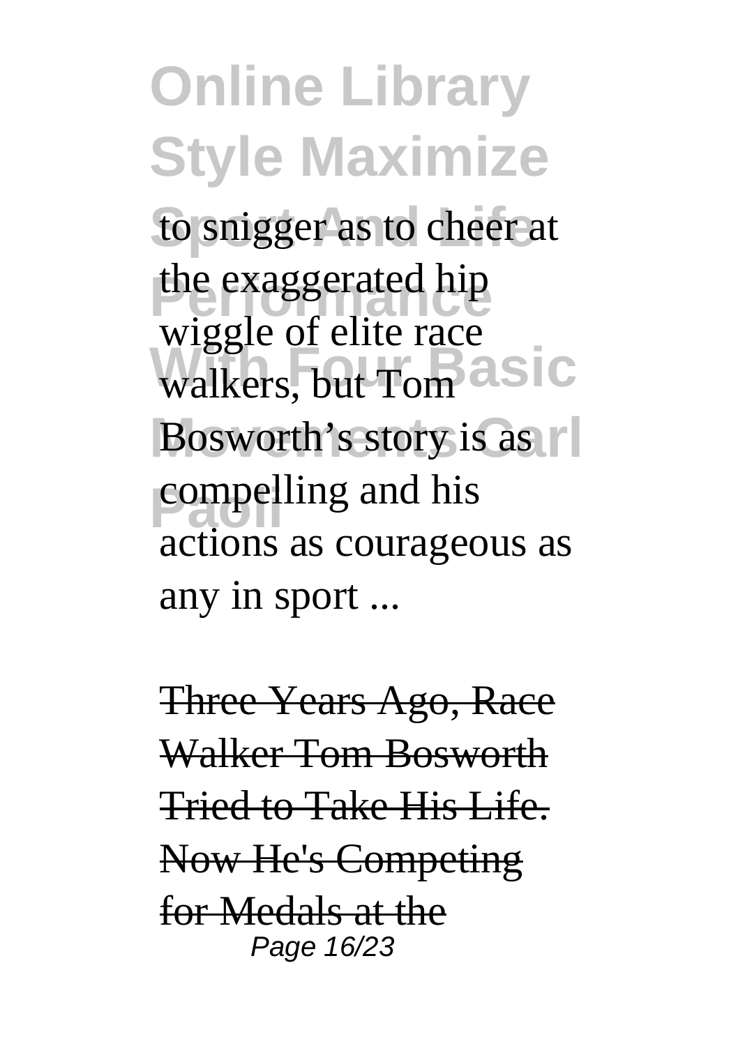to snigger as to cheer at the exaggerated hip wiggle of elite race walkers, but Tom Bosworth's story is as compelling and his actions as courageous as any in sport ...

Three Years Ago, Race Walker Tom Bosworth Tried to Take His Life. Now He's Competing for Medals at the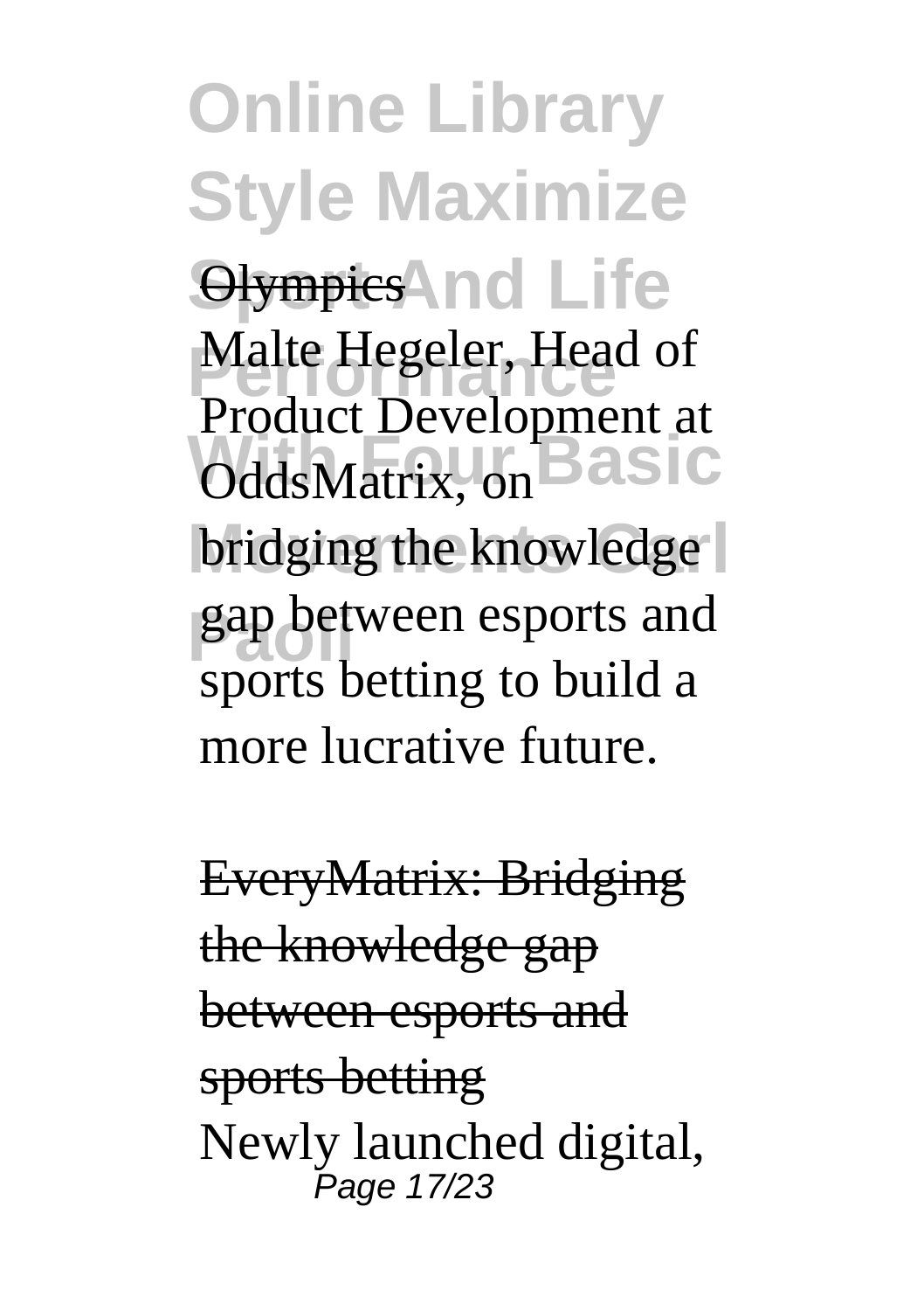Olympics

Malte Hegeler, Head of Product Development at OddsMatrix, on bridging the knowledge gap between esports and sports betting to build a more lucrative future.

EveryMatrix: Bridging the knowledge gap between esports and sports betting

Newly launched digital,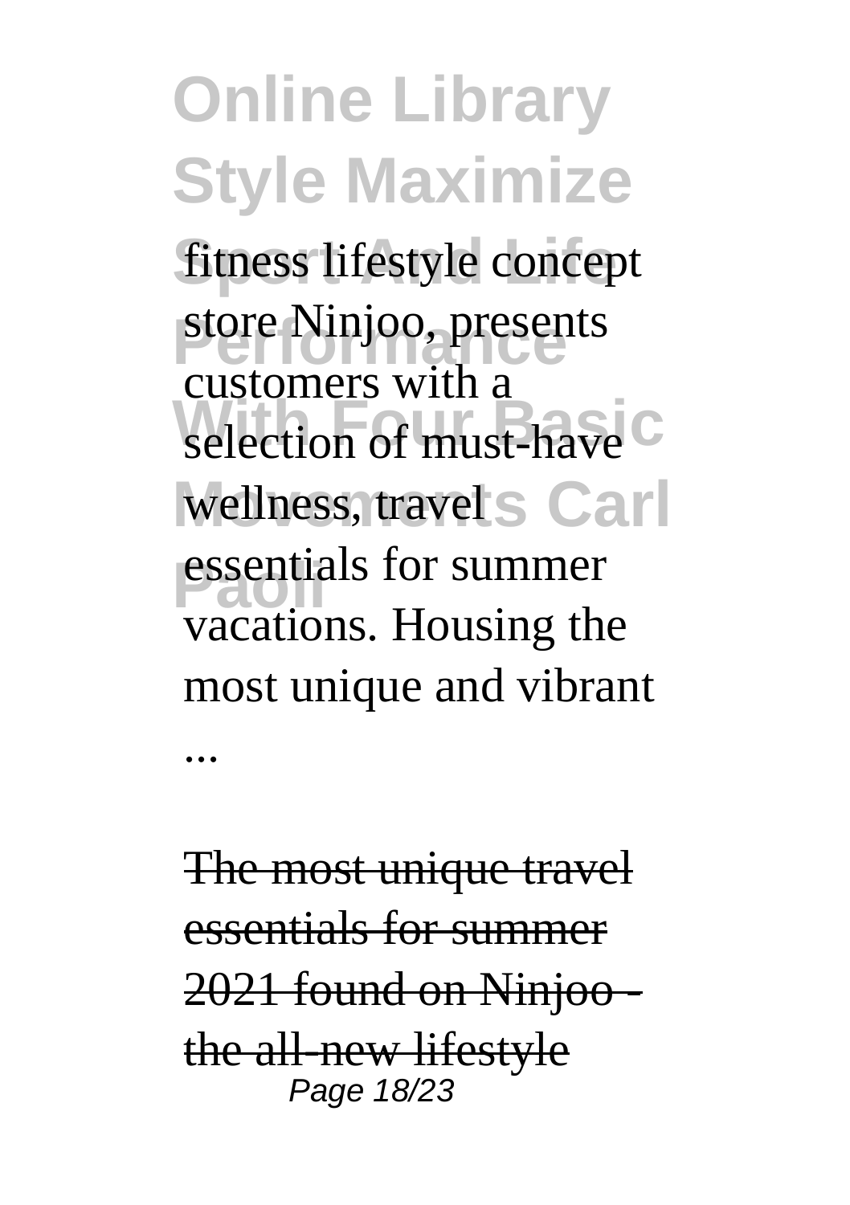fitness lifestyle concept store Ninjoo, presents customers with a selection of must-have wellness, travel essentials for summer vacations. Housing the most unique and vibrant ...

The most unique travel essentials for summer 2021 found on Ninjoo - the all-new lifestyle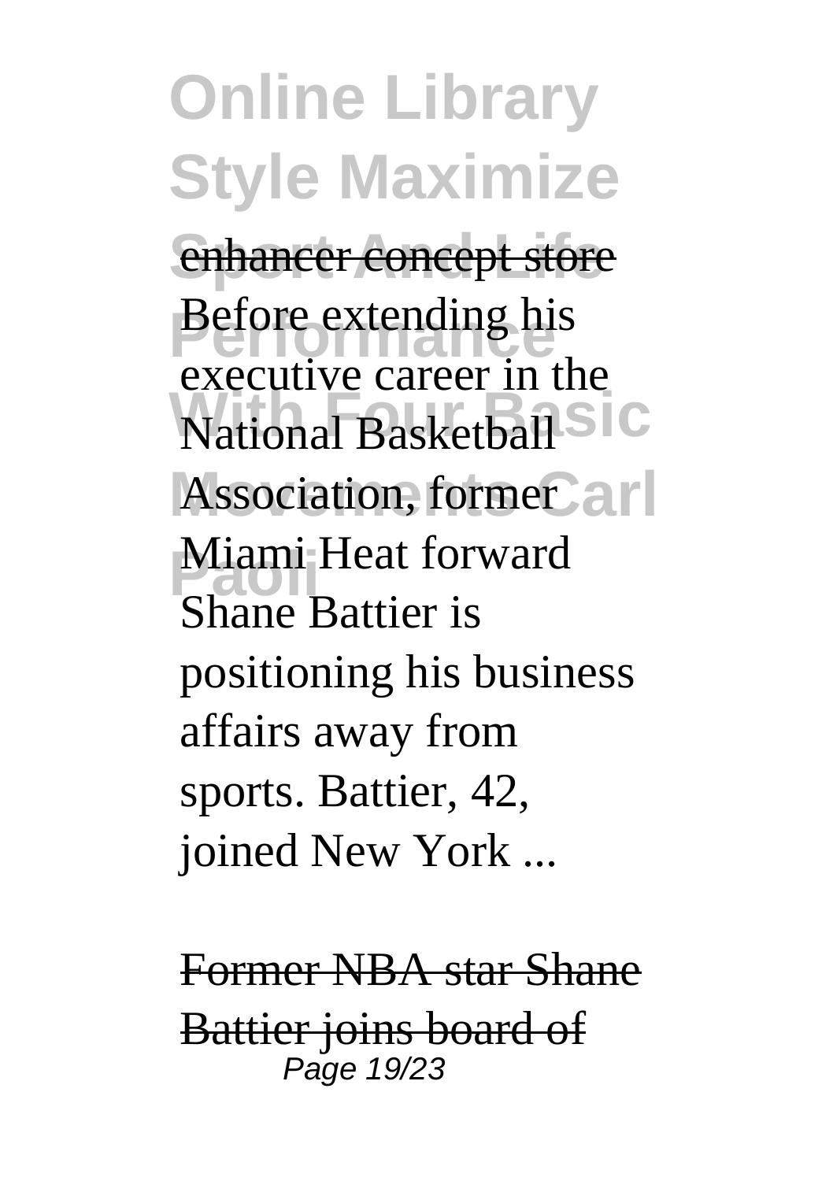enhancer concept store

Before extending his executive career in the National Basketball Association, former Miami Heat forward Shane Battier is positioning his business affairs away from sports. Battier, 42, joined New York ...

Former NBA star Shane Battier joins board of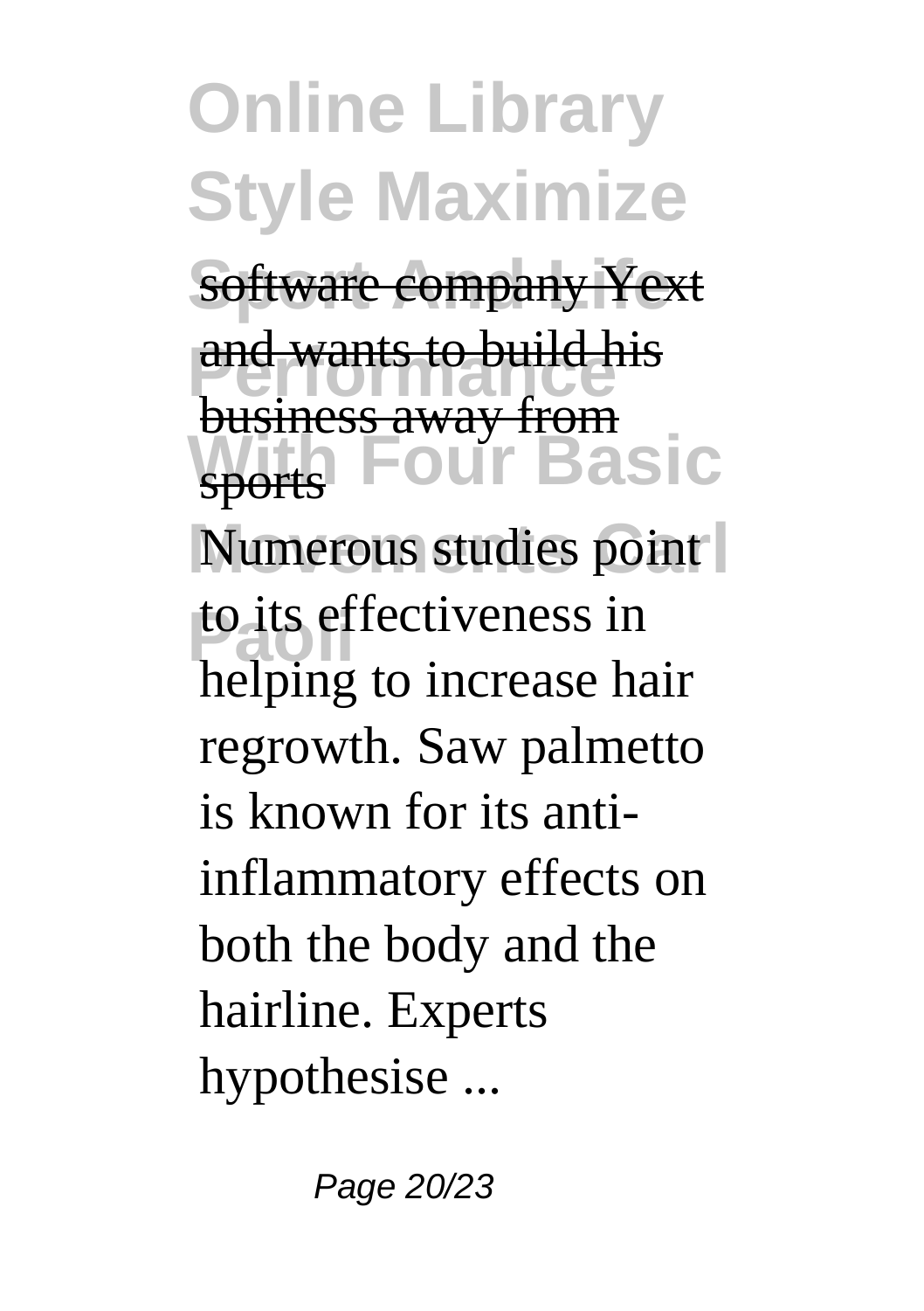software company Yext and wants to build his business away from sports

Numerous studies point to its effectiveness in helping to increase hair regrowth. Saw palmetto is known for its anti-inflammatory effects on both the body and the hairline. Experts hypothesise ...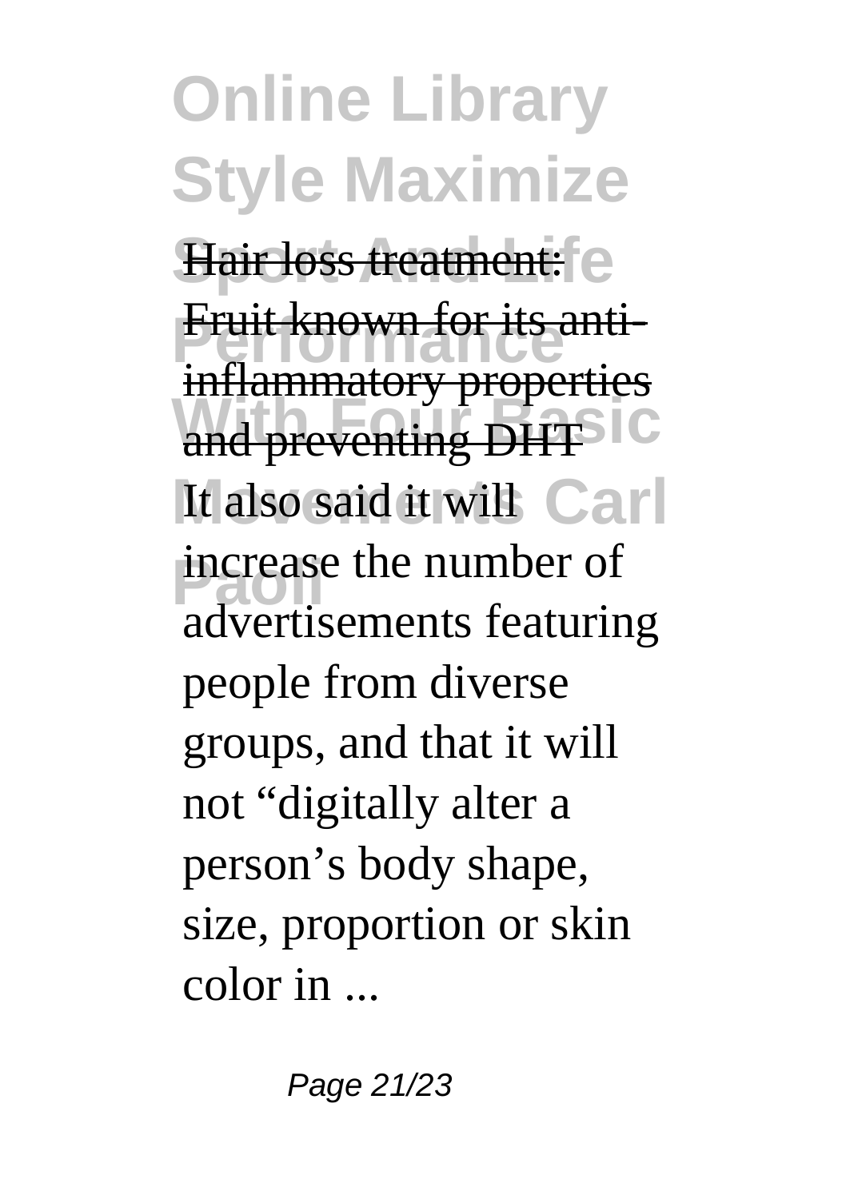Hair loss treatment: Fruit known for its anti-inflammatory properties and preventing DHT

It also said it will increase the number of advertisements featuring people from diverse groups, and that it will not “digitally alter a person’s body shape, size, proportion or skin color in ...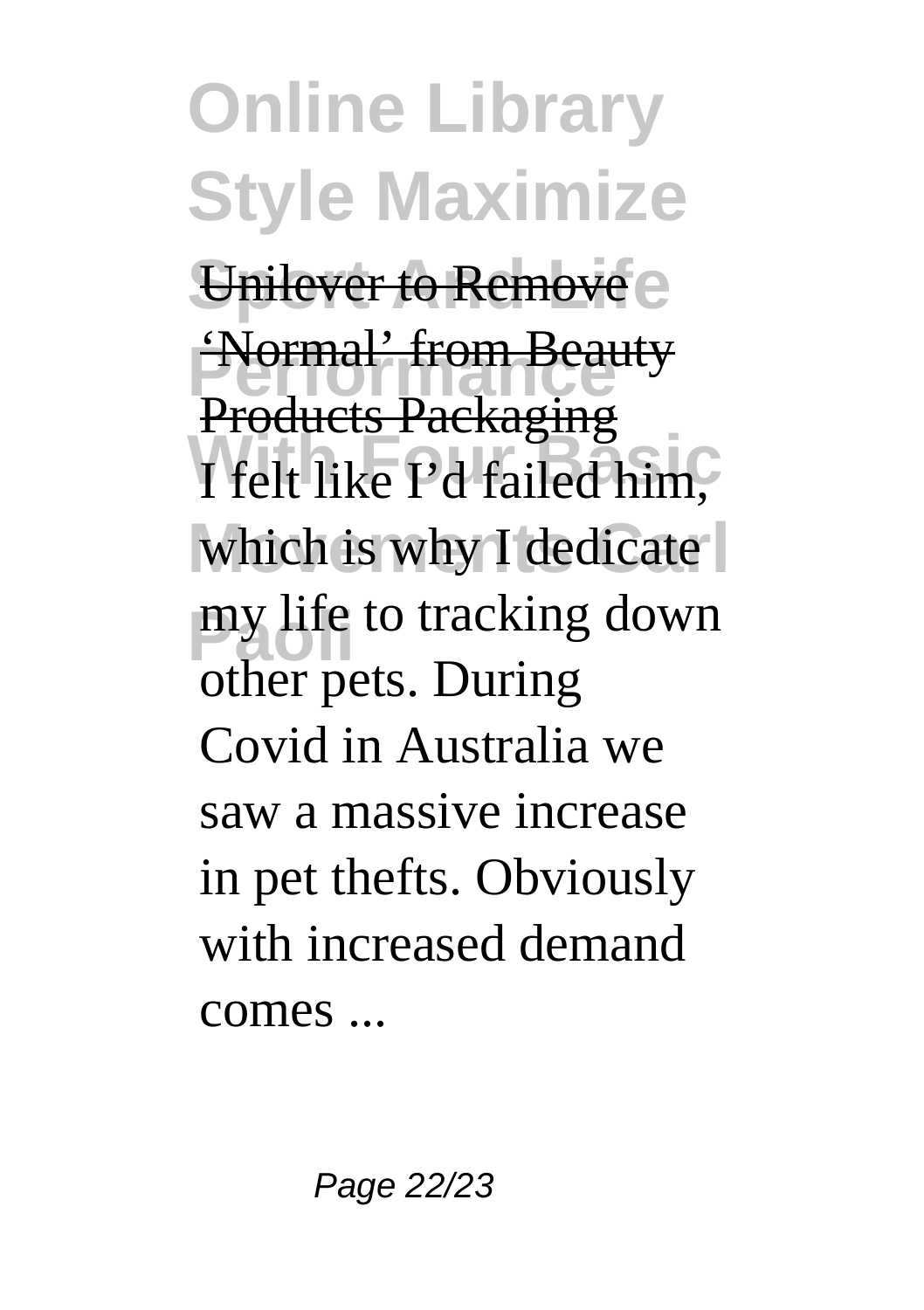Unilever to Remove 'Normal' from Beauty Products Packaging

I felt like I'd failed him, which is why I dedicate my life to tracking down other pets. During Covid in Australia we saw a massive increase in pet thefts. Obviously with increased demand comes ...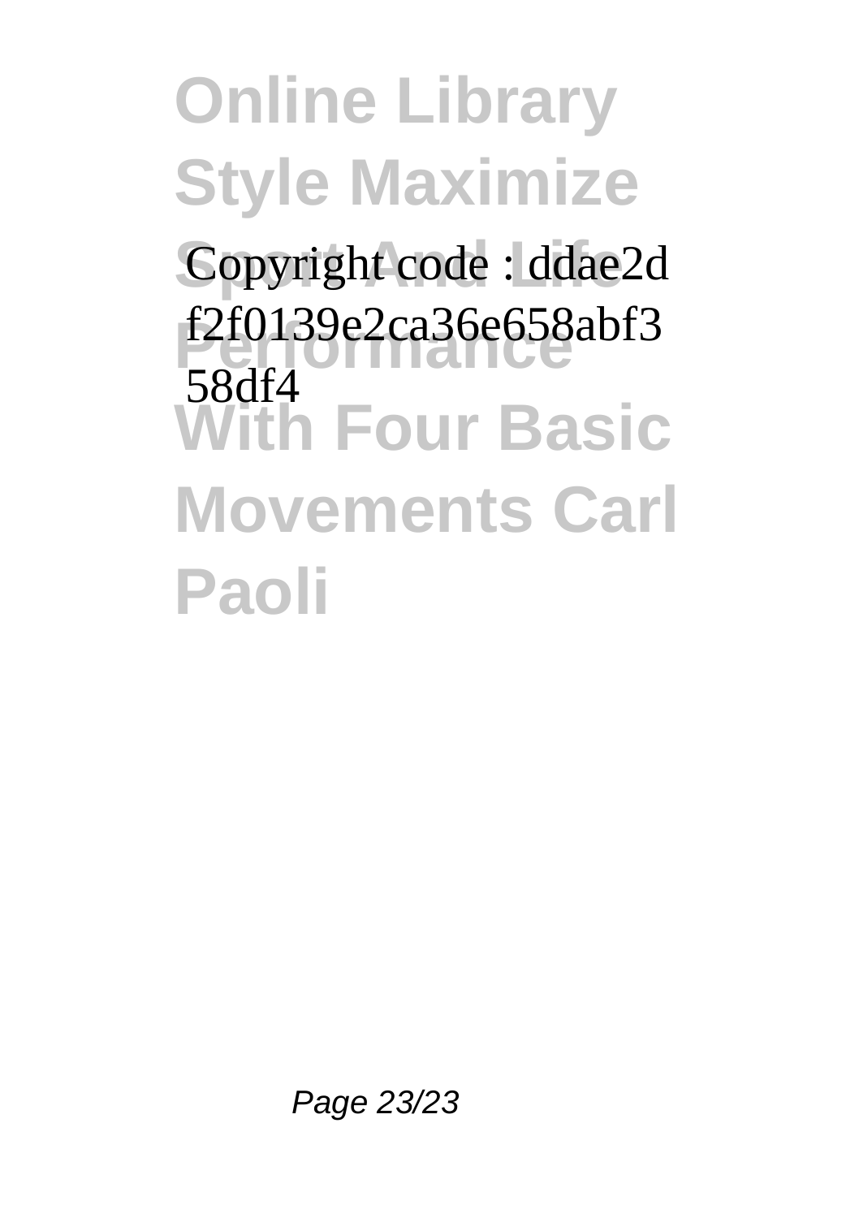Copyright code : ddae2df2f0139e2ca36e658abf358df4